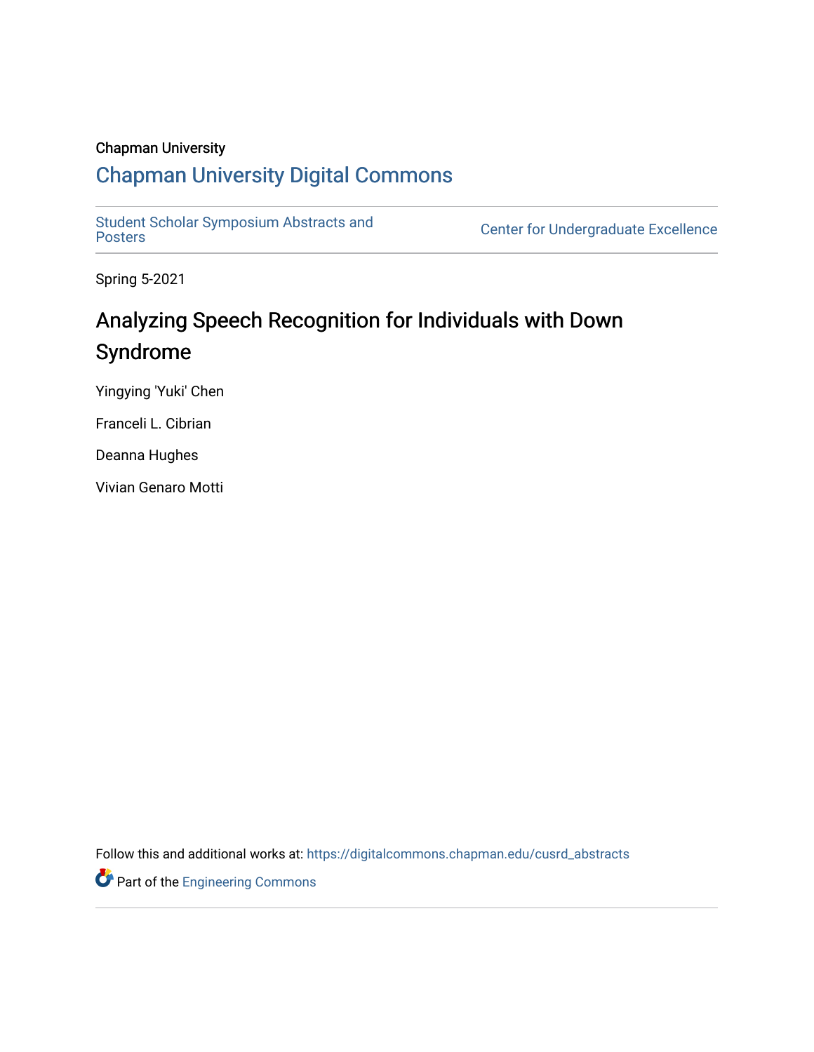Chapman University

## Chapman University Digital Commons

Student Scholar Symposium Abstracts and Posters

Center for Undergraduate Excellence

Spring 5-2021

# Analyzing Speech Recognition for Individuals with Down Syndrome

Yingying 'Yuki' Chen

Franceli L. Cibrian

Deanna Hughes

Vivian Genaro Motti

Follow this and additional works at: https://digitalcommons.chapman.edu/cusrd_abstracts

Part of the Engineering Commons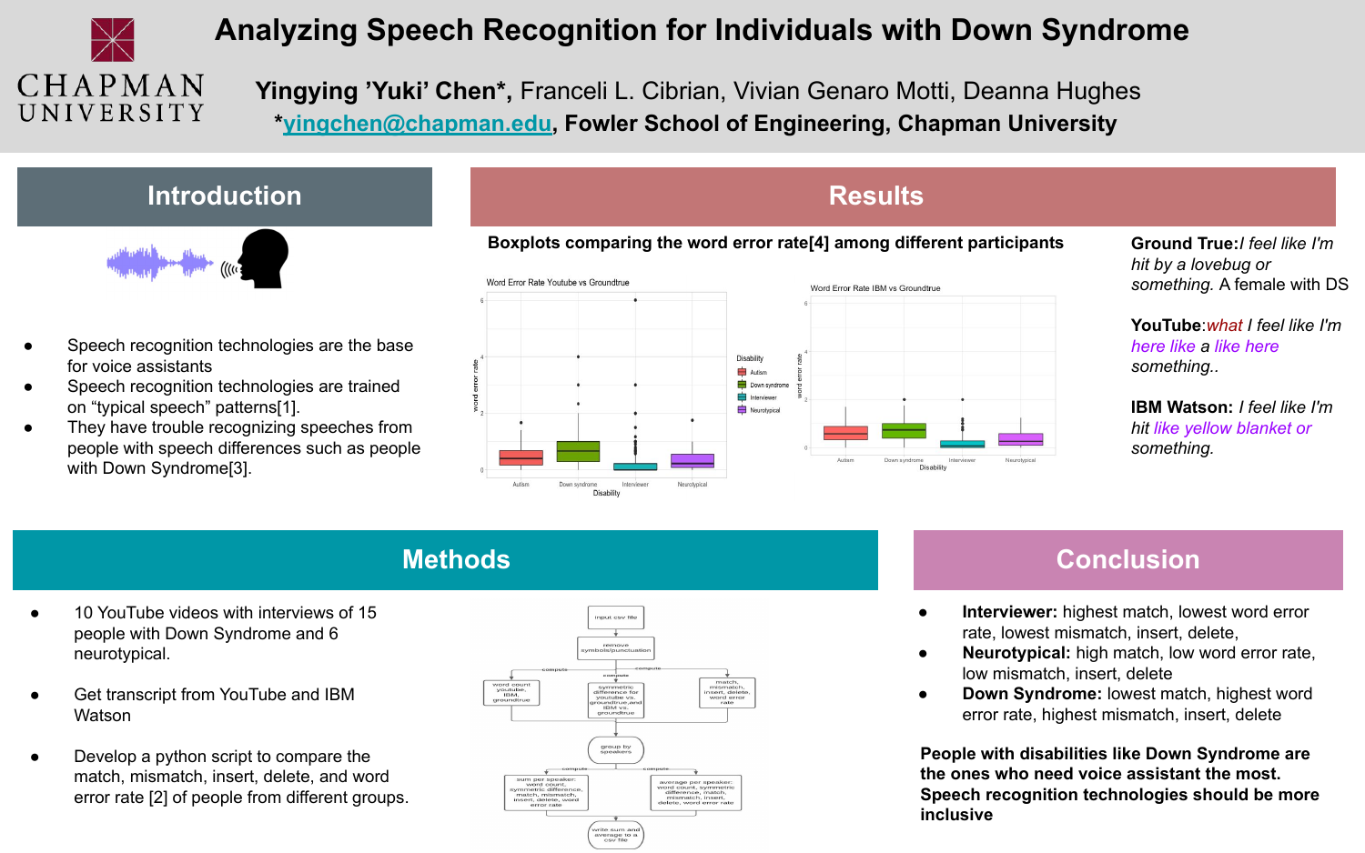# Analyzing Speech Recognition for Individuals with Down Syndrome

**Yingying 'Yuki' Chen***, Franceli L. Cibrian, Vivian Genaro Motti, Deanna Hughes

***yingchen@chapman.edu, Fowler School of Engineering, Chapman University**

## Introduction

- Speech recognition technologies are the base for voice assistants
- Speech recognition technologies are trained on "typical speech" patterns[1].
- They have trouble recognizing speeches from people with speech differences such as people with Down Syndrome[3].

## Results

**Boxplots comparing the word error rate[4] among different participants**

**Ground True:** *I feel like I'm hit by a lovebug or something.* A female with DS

**YouTube**: *what I feel like I'm here like a like here something..*

**IBM Watson:** *I feel like I'm hit like yellow blanket or something.*

## Methods

- 10 YouTube videos with interviews of 15 people with Down Syndrome and 6 neurotypical.
- Get transcript from YouTube and IBM Watson
- Develop a python script to compare the match, mismatch, insert, delete, and word error rate [2] of people from different groups.

## Conclusion

- **Interviewer:** highest match, lowest word error rate, lowest mismatch, insert, delete,
- **Neurotypical:** high match, low word error rate, low mismatch, insert, delete
- **Down Syndrome:** lowest match, highest word error rate, highest mismatch, insert, delete

**People with disabilities like Down Syndrome are the ones who need voice assistant the most. Speech recognition technologies should be more inclusive**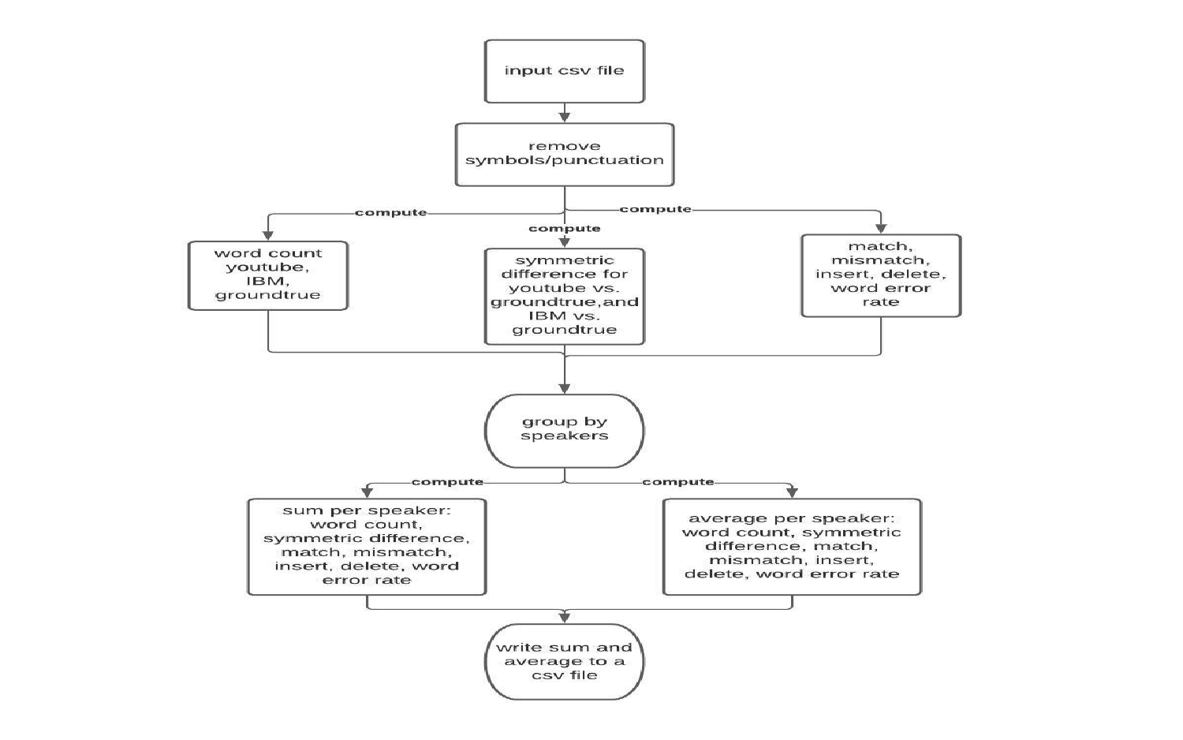input csv file

remove symbols/punctuation

compute

word count youtube, IBM, groundtrue

compute

symmetric difference for youtube vs. groundtrue, and IBM vs. groundtrue

compute

match, mismatch, insert, delete, word error rate

group by speakers

compute

sum per speaker: word count, symmetric difference, match, mismatch, insert, delete, word error rate

compute

average per speaker: word count, symmetric difference, match, mismatch, insert, delete, word error rate

write sum and average to a csv file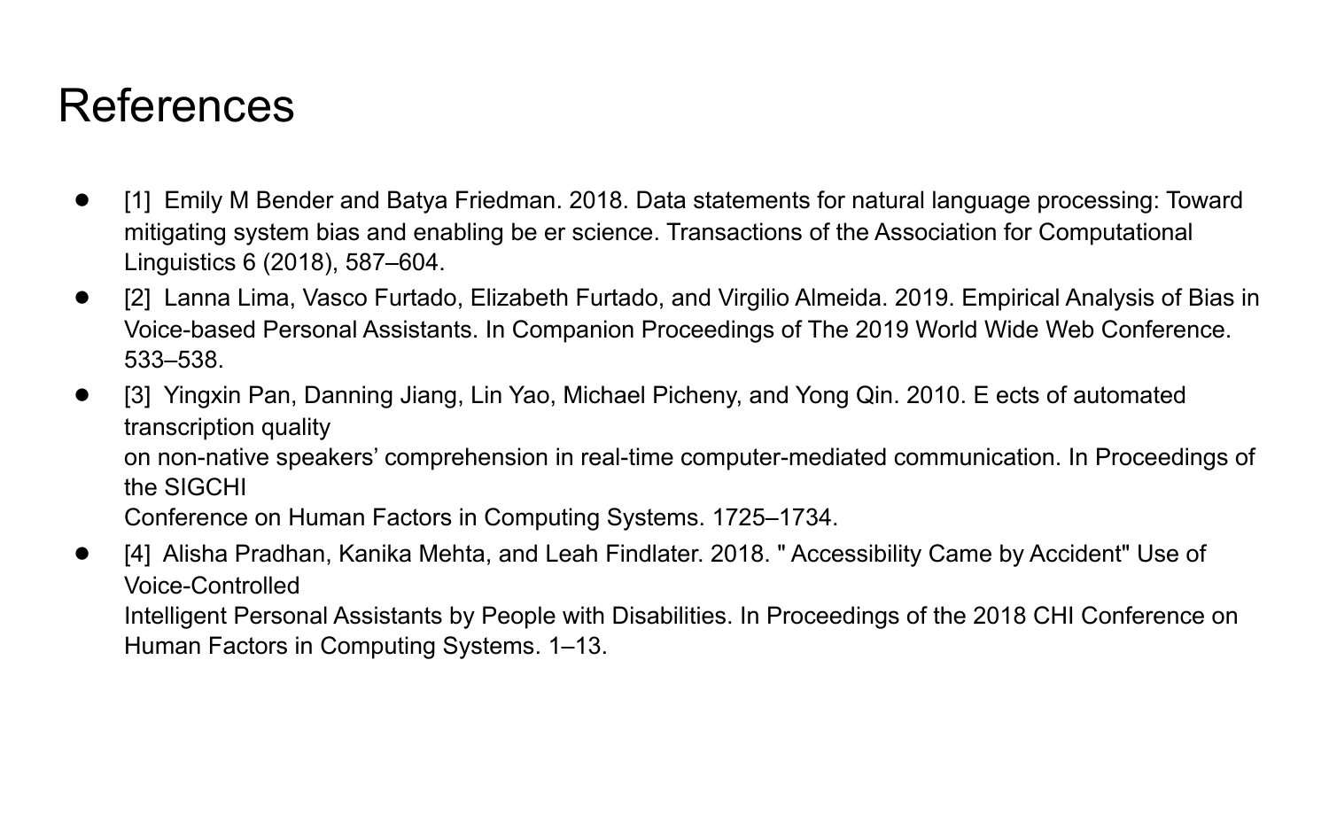# References

- [1] Emily M Bender and Batya Friedman. 2018. Data statements for natural language processing: Toward mitigating system bias and enabling be er science. Transactions of the Association for Computational Linguistics 6 (2018), 587–604.
- [2] Lanna Lima, Vasco Furtado, Elizabeth Furtado, and Virgilio Almeida. 2019. Empirical Analysis of Bias in Voice-based Personal Assistants. In Companion Proceedings of The 2019 World Wide Web Conference. 533–538.
- [3] Yingxin Pan, Danning Jiang, Lin Yao, Michael Picheny, and Yong Qin. 2010. E ects of automated transcription quality
  on non-native speakers' comprehension in real-time computer-mediated communication. In Proceedings of the SIGCHI
  Conference on Human Factors in Computing Systems. 1725–1734.
- [4] Alisha Pradhan, Kanika Mehta, and Leah Findlater. 2018. " Accessibility Came by Accident" Use of Voice-Controlled
  Intelligent Personal Assistants by People with Disabilities. In Proceedings of the 2018 CHI Conference on Human Factors in Computing Systems. 1–13.